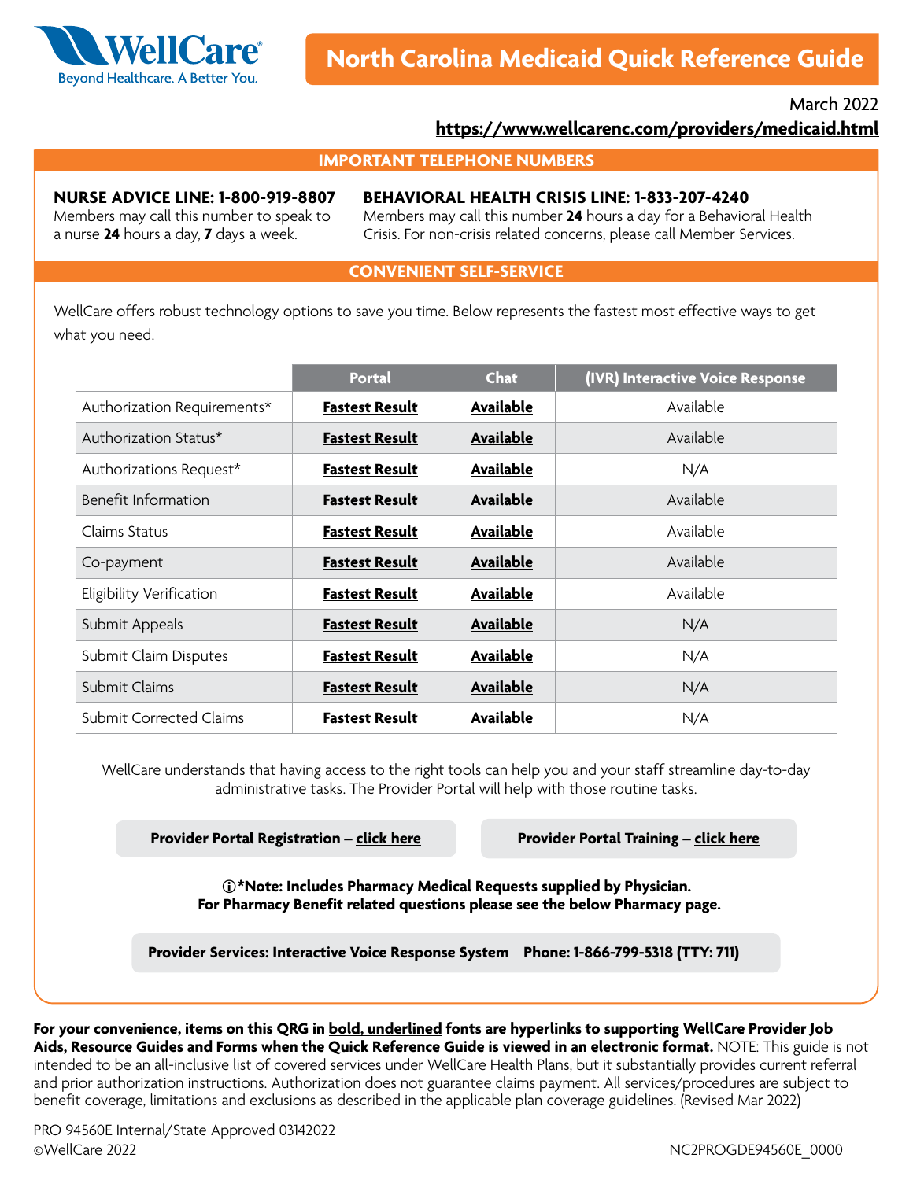WellCare
Beyond Healthcare. A Better You.

# North Carolina Medicaid Quick Reference Guide

March 2022

**https://www.wellcarenc.com/providers/medicaid.html**

## IMPORTANT TELEPHONE NUMBERS

**NURSE ADVICE LINE: 1-800-919-8807**
Members may call this number to speak to a nurse **24** hours a day, **7** days a week.

**BEHAVIORAL HEALTH CRISIS LINE: 1-833-207-4240**
Members may call this number **24** hours a day for a Behavioral Health Crisis. For non-crisis related concerns, please call Member Services.

## CONVENIENT SELF-SERVICE

WellCare offers robust technology options to save you time. Below represents the fastest most effective ways to get what you need.

| | Portal | Chat | (IVR) Interactive Voice Response |
|---|---|---|---|
| Authorization Requirements* | **Fastest Result** | **Available** | Available |
| Authorization Status* | **Fastest Result** | **Available** | Available |
| Authorizations Request* | **Fastest Result** | **Available** | N/A |
| Benefit Information | **Fastest Result** | **Available** | Available |
| Claims Status | **Fastest Result** | **Available** | Available |
| Co-payment | **Fastest Result** | **Available** | Available |
| Eligibility Verification | **Fastest Result** | **Available** | Available |
| Submit Appeals | **Fastest Result** | **Available** | N/A |
| Submit Claim Disputes | **Fastest Result** | **Available** | N/A |
| Submit Claims | **Fastest Result** | **Available** | N/A |
| Submit Corrected Claims | **Fastest Result** | **Available** | N/A |

WellCare understands that having access to the right tools can help you and your staff streamline day-to-day administrative tasks. The Provider Portal will help with those routine tasks.

**Provider Portal Registration – click here**

**Provider Portal Training – click here**

**ⓘ*Note: Includes Pharmacy Medical Requests supplied by Physician. For Pharmacy Benefit related questions please see the below Pharmacy page.**

**Provider Services: Interactive Voice Response System Phone: 1-866-799-5318 (TTY: 711)**

**For your convenience, items on this QRG in bold, underlined fonts are hyperlinks to supporting WellCare Provider Job Aids, Resource Guides and Forms when the Quick Reference Guide is viewed in an electronic format.** NOTE: This guide is not intended to be an all-inclusive list of covered services under WellCare Health Plans, but it substantially provides current referral and prior authorization instructions. Authorization does not guarantee claims payment. All services/procedures are subject to benefit coverage, limitations and exclusions as described in the applicable plan coverage guidelines. (Revised Mar 2022)

PRO 94560E Internal/State Approved 03142022
©WellCare 2022

NC2PROGDE94560E_0000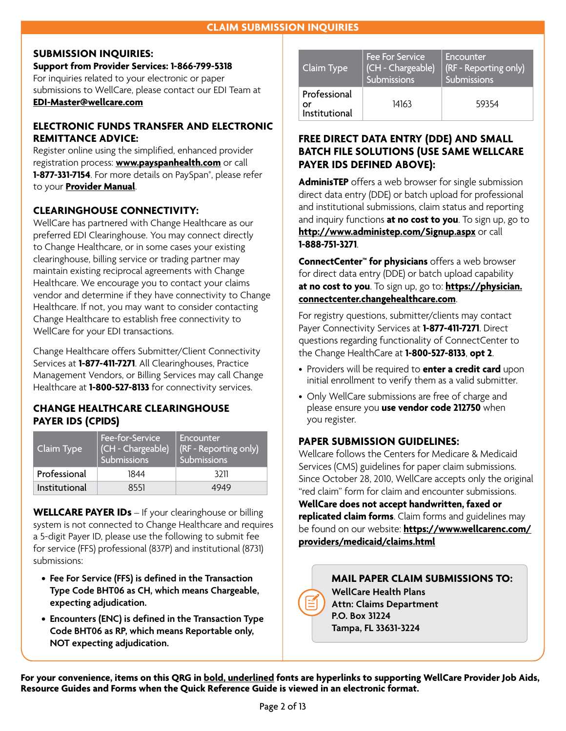## CLAIM SUBMISSION INQUIRIES

### SUBMISSION INQUIRIES:

**Support from Provider Services: 1-866-799-5318**

For inquiries related to your electronic or paper submissions to WellCare, please contact our EDI Team at **EDI-Master@wellcare.com**

### ELECTRONIC FUNDS TRANSFER AND ELECTRONIC REMITTANCE ADVICE:

Register online using the simplified, enhanced provider registration process: **www.payspanhealth.com** or call **1-877-331-7154**. For more details on PaySpan®, please refer to your **Provider Manual**.

### CLEARINGHOUSE CONNECTIVITY:

WellCare has partnered with Change Healthcare as our preferred EDI Clearinghouse. You may connect directly to Change Healthcare, or in some cases your existing clearinghouse, billing service or trading partner may maintain existing reciprocal agreements with Change Healthcare. We encourage you to contact your claims vendor and determine if they have connectivity to Change Healthcare. If not, you may want to consider contacting Change Healthcare to establish free connectivity to WellCare for your EDI transactions.

Change Healthcare offers Submitter/Client Connectivity Services at **1-877-411-7271**. All Clearinghouses, Practice Management Vendors, or Billing Services may call Change Healthcare at **1-800-527-8133** for connectivity services.

### CHANGE HEALTHCARE CLEARINGHOUSE PAYER IDS (CPIDS)

| Claim Type | Fee-for-Service (CH - Chargeable) Submissions | Encounter (RF - Reporting only) Submissions |
|---|---|---|
| Professional | 1844 | 3211 |
| Institutional | 8551 | 4949 |

**WELLCARE PAYER IDs** – If your clearinghouse or billing system is not connected to Change Healthcare and requires a 5-digit Payer ID, please use the following to submit fee for service (FFS) professional (837P) and institutional (8731) submissions:

- **Fee For Service (FFS) is defined in the Transaction Type Code BHT06 as CH, which means Chargeable, expecting adjudication.**
- **Encounters (ENC) is defined in the Transaction Type Code BHT06 as RP, which means Reportable only, NOT expecting adjudication.**

| Claim Type | Fee For Service (CH - Chargeable) Submissions | Encounter (RF - Reporting only) Submissions |
|---|---|---|
| Professional or Institutional | 14163 | 59354 |

### FREE DIRECT DATA ENTRY (DDE) AND SMALL BATCH FILE SOLUTIONS (USE SAME WELLCARE PAYER IDS DEFINED ABOVE):

**AdminisTEP** offers a web browser for single submission direct data entry (DDE) or batch upload for professional and institutional submissions, claim status and reporting and inquiry functions **at no cost to you**. To sign up, go to **http://www.administep.com/Signup.aspx** or call **1-888-751-3271**.

**ConnectCenter™ for physicians** offers a web browser for direct data entry (DDE) or batch upload capability **at no cost to you**. To sign up, go to: **https://physician.connectcenter.changehealthcare.com**.

For registry questions, submitter/clients may contact Payer Connectivity Services at **1-877-411-7271**. Direct questions regarding functionality of ConnectCenter to the Change HealthCare at **1-800-527-8133**, **opt 2**.

- Providers will be required to **enter a credit card** upon initial enrollment to verify them as a valid submitter.
- Only WellCare submissions are free of charge and please ensure you **use vendor code 212750** when you register.

### PAPER SUBMISSION GUIDELINES:

Wellcare follows the Centers for Medicare & Medicaid Services (CMS) guidelines for paper claim submissions. Since October 28, 2010, WellCare accepts only the original “red claim” form for claim and encounter submissions. **WellCare does not accept handwritten, faxed or replicated claim forms**. Claim forms and guidelines may be found on our website: **https://www.wellcarenc.com/providers/medicaid/claims.html**

**MAIL PAPER CLAIM SUBMISSIONS TO:**

**WellCare Health Plans**
**Attn: Claims Department**
**P.O. Box 31224**
**Tampa, FL 33631-3224**

**For your convenience, items on this QRG in bold, underlined fonts are hyperlinks to supporting WellCare Provider Job Aids, Resource Guides and Forms when the Quick Reference Guide is viewed in an electronic format.**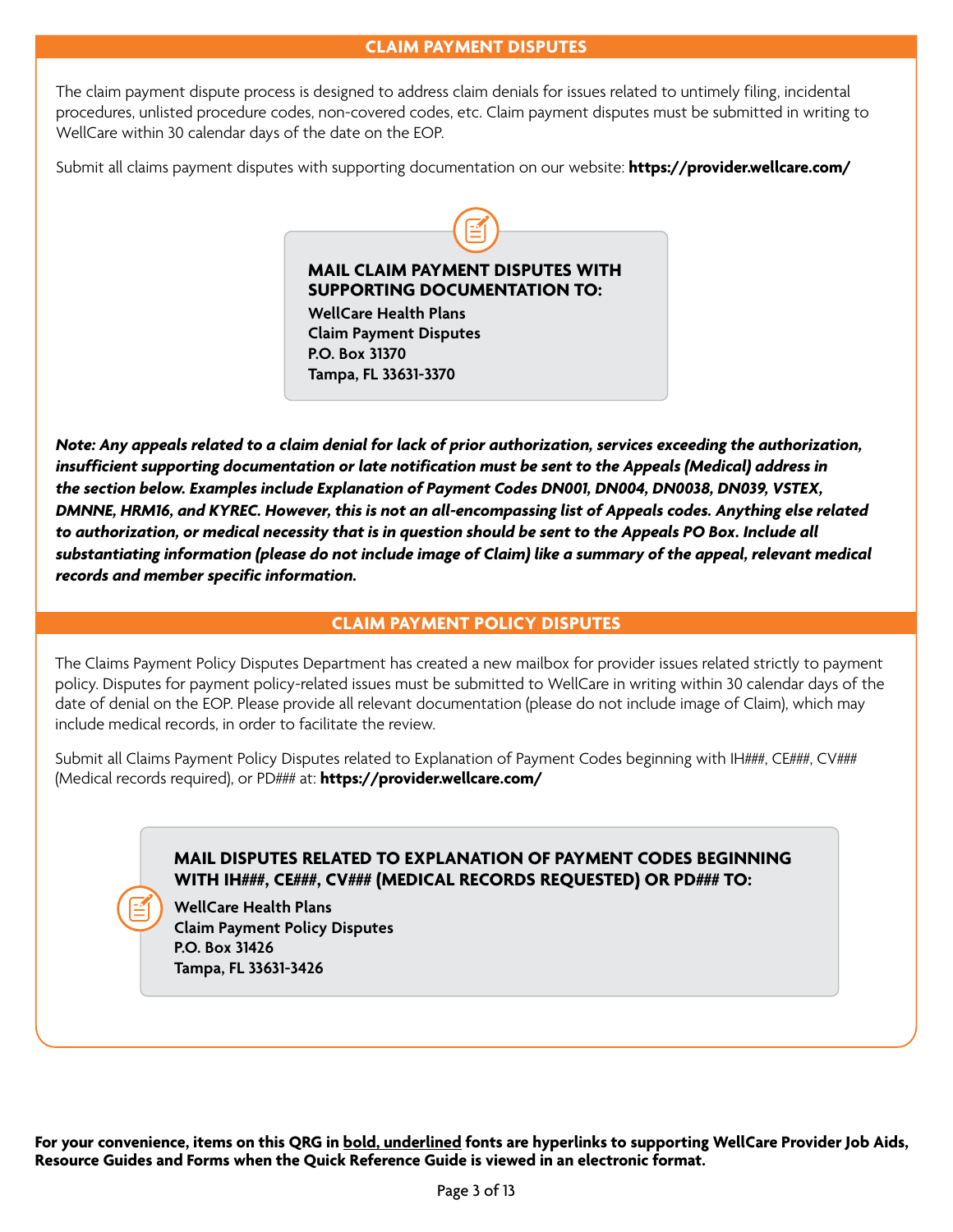## CLAIM PAYMENT DISPUTES

The claim payment dispute process is designed to address claim denials for issues related to untimely filing, incidental procedures, unlisted procedure codes, non-covered codes, etc. Claim payment disputes must be submitted in writing to WellCare within 30 calendar days of the date on the EOP.

Submit all claims payment disputes with supporting documentation on our website: **https://provider.wellcare.com/**

**MAIL CLAIM PAYMENT DISPUTES WITH SUPPORTING DOCUMENTATION TO:**

**WellCare Health Plans**
**Claim Payment Disputes**
**P.O. Box 31370**
**Tampa, FL 33631-3370**

***Note: Any appeals related to a claim denial for lack of prior authorization, services exceeding the authorization, insufficient supporting documentation or late notification must be sent to the Appeals (Medical) address in the section below. Examples include Explanation of Payment Codes DN001, DN004, DN0038, DN039, VSTEX, DMNNE, HRM16, and KYREC. However, this is not an all-encompassing list of Appeals codes. Anything else related to authorization, or medical necessity that is in question should be sent to the Appeals PO Box. Include all substantiating information (please do not include image of Claim) like a summary of the appeal, relevant medical records and member specific information.***

## CLAIM PAYMENT POLICY DISPUTES

The Claims Payment Policy Disputes Department has created a new mailbox for provider issues related strictly to payment policy. Disputes for payment policy-related issues must be submitted to WellCare in writing within 30 calendar days of the date of denial on the EOP. Please provide all relevant documentation (please do not include image of Claim), which may include medical records, in order to facilitate the review.

Submit all Claims Payment Policy Disputes related to Explanation of Payment Codes beginning with IH###, CE###, CV### (Medical records required), or PD### at: **https://provider.wellcare.com/**

**MAIL DISPUTES RELATED TO EXPLANATION OF PAYMENT CODES BEGINNING WITH IH###, CE###, CV### (MEDICAL RECORDS REQUESTED) OR PD### TO:**

**WellCare Health Plans**
**Claim Payment Policy Disputes**
**P.O. Box 31426**
**Tampa, FL 33631-3426**

**For your convenience, items on this QRG in <u>bold, underlined</u> fonts are hyperlinks to supporting WellCare Provider Job Aids, Resource Guides and Forms when the Quick Reference Guide is viewed in an electronic format.**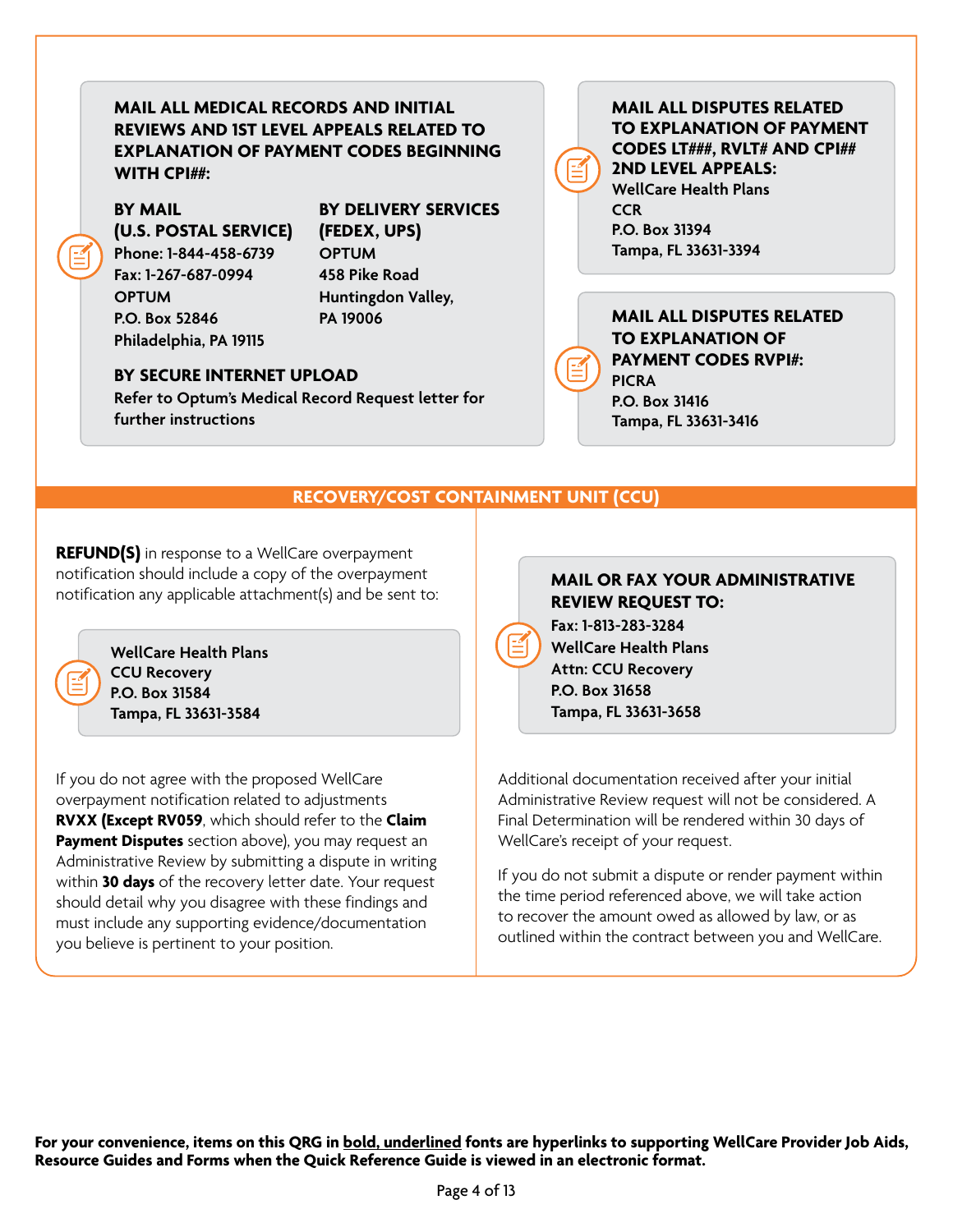**MAIL ALL MEDICAL RECORDS AND INITIAL REVIEWS AND 1ST LEVEL APPEALS RELATED TO EXPLANATION OF PAYMENT CODES BEGINNING WITH CPI##:**

**BY MAIL (U.S. POSTAL SERVICE)**
**Phone: 1-844-458-6739**
**Fax: 1-267-687-0994**
**OPTUM**
**P.O. Box 52846**
**Philadelphia, PA 19115**

**BY DELIVERY SERVICES (FEDEX, UPS)**
**OPTUM**
**458 Pike Road**
**Huntingdon Valley, PA 19006**

**BY SECURE INTERNET UPLOAD**
**Refer to Optum's Medical Record Request letter for further instructions**

**MAIL ALL DISPUTES RELATED TO EXPLANATION OF PAYMENT CODES LT###, RVLT# AND CPI## 2ND LEVEL APPEALS:**
**WellCare Health Plans**
**CCR**
**P.O. Box 31394**
**Tampa, FL 33631-3394**

**MAIL ALL DISPUTES RELATED TO EXPLANATION OF PAYMENT CODES RVPI#:**
**PICRA**
**P.O. Box 31416**
**Tampa, FL 33631-3416**

## RECOVERY/COST CONTAINMENT UNIT (CCU)

**REFUND(S)** in response to a WellCare overpayment notification should include a copy of the overpayment notification any applicable attachment(s) and be sent to:

**WellCare Health Plans**
**CCU Recovery**
**P.O. Box 31584**
**Tampa, FL 33631-3584**

If you do not agree with the proposed WellCare overpayment notification related to adjustments **RVXX (Except RV059**, which should refer to the **Claim Payment Disputes** section above), you may request an Administrative Review by submitting a dispute in writing within **30 days** of the recovery letter date. Your request should detail why you disagree with these findings and must include any supporting evidence/documentation you believe is pertinent to your position.

**MAIL OR FAX YOUR ADMINISTRATIVE REVIEW REQUEST TO:**
**Fax: 1-813-283-3284**
**WellCare Health Plans**
**Attn: CCU Recovery**
**P.O. Box 31658**
**Tampa, FL 33631-3658**

Additional documentation received after your initial Administrative Review request will not be considered. A Final Determination will be rendered within 30 days of WellCare's receipt of your request.

If you do not submit a dispute or render payment within the time period referenced above, we will take action to recover the amount owed as allowed by law, or as outlined within the contract between you and WellCare.

**For your convenience, items on this QRG in bold, underlined fonts are hyperlinks to supporting WellCare Provider Job Aids, Resource Guides and Forms when the Quick Reference Guide is viewed in an electronic format.**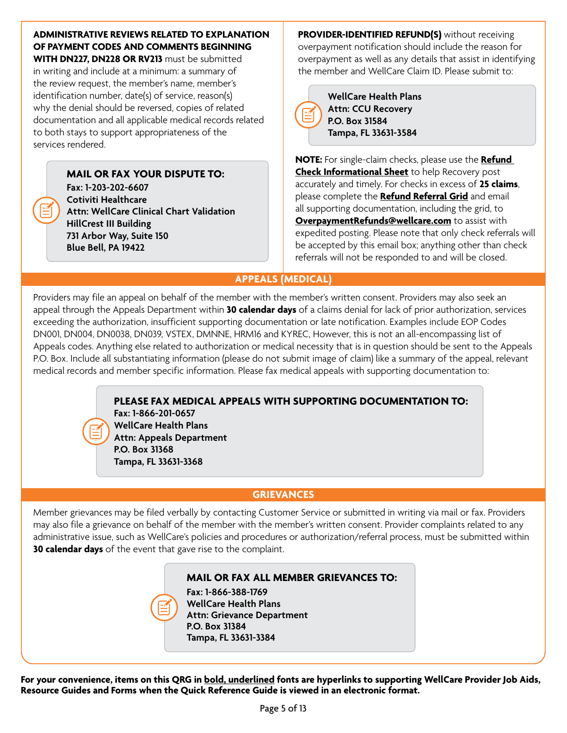**ADMINISTRATIVE REVIEWS RELATED TO EXPLANATION OF PAYMENT CODES AND COMMENTS BEGINNING WITH DN227, DN228 OR RV213** must be submitted in writing and include at a minimum: a summary of the review request, the member's name, member's identification number, date(s) of service, reason(s) why the denial should be reversed, copies of related documentation and all applicable medical records related to both stays to support appropriateness of the services rendered.

**MAIL OR FAX YOUR DISPUTE TO:**
**Fax: 1-203-202-6607**
**Cotiviti Healthcare**
**Attn: WellCare Clinical Chart Validation**
**HillCrest III Building**
**731 Arbor Way, Suite 150**
**Blue Bell, PA 19422**

**PROVIDER-IDENTIFIED REFUND(S)** without receiving overpayment notification should include the reason for overpayment as well as any details that assist in identifying the member and WellCare Claim ID. Please submit to:

**WellCare Health Plans**
**Attn: CCU Recovery**
**P.O. Box 31584**
**Tampa, FL 33631-3584**

**NOTE:** For single-claim checks, please use the **Refund Check Informational Sheet** to help Recovery post accurately and timely. For checks in excess of **25 claims**, please complete the **Refund Referral Grid** and email all supporting documentation, including the grid, to **OverpaymentRefunds@wellcare.com** to assist with expedited posting. Please note that only check referrals will be accepted by this email box; anything other than check referrals will not be responded to and will be closed.

## APPEALS (MEDICAL)

Providers may file an appeal on behalf of the member with the member's written consent. Providers may also seek an appeal through the Appeals Department within **30 calendar days** of a claims denial for lack of prior authorization, services exceeding the authorization, insufficient supporting documentation or late notification. Examples include EOP Codes DN001, DN004, DN0038, DN039, VSTEX, DMNNE, HRM16 and KYREC, However, this is not an all-encompassing list of Appeals codes. Anything else related to authorization or medical necessity that is in question should be sent to the Appeals P.O. Box. Include all substantiating information (please do not submit image of claim) like a summary of the appeal, relevant medical records and member specific information. Please fax medical appeals with supporting documentation to:

**PLEASE FAX MEDICAL APPEALS WITH SUPPORTING DOCUMENTATION TO:**
**Fax: 1-866-201-0657**
**WellCare Health Plans**
**Attn: Appeals Department**
**P.O. Box 31368**
**Tampa, FL 33631-3368**

## GRIEVANCES

Member grievances may be filed verbally by contacting Customer Service or submitted in writing via mail or fax. Providers may also file a grievance on behalf of the member with the member's written consent. Provider complaints related to any administrative issue, such as WellCare's policies and procedures or authorization/referral process, must be submitted within **30 calendar days** of the event that gave rise to the complaint.

**MAIL OR FAX ALL MEMBER GRIEVANCES TO:**
**Fax: 1-866-388-1769**
**WellCare Health Plans**
**Attn: Grievance Department**
**P.O. Box 31384**
**Tampa, FL 33631-3384**

**For your convenience, items on this QRG in bold, underlined fonts are hyperlinks to supporting WellCare Provider Job Aids, Resource Guides and Forms when the Quick Reference Guide is viewed in an electronic format.**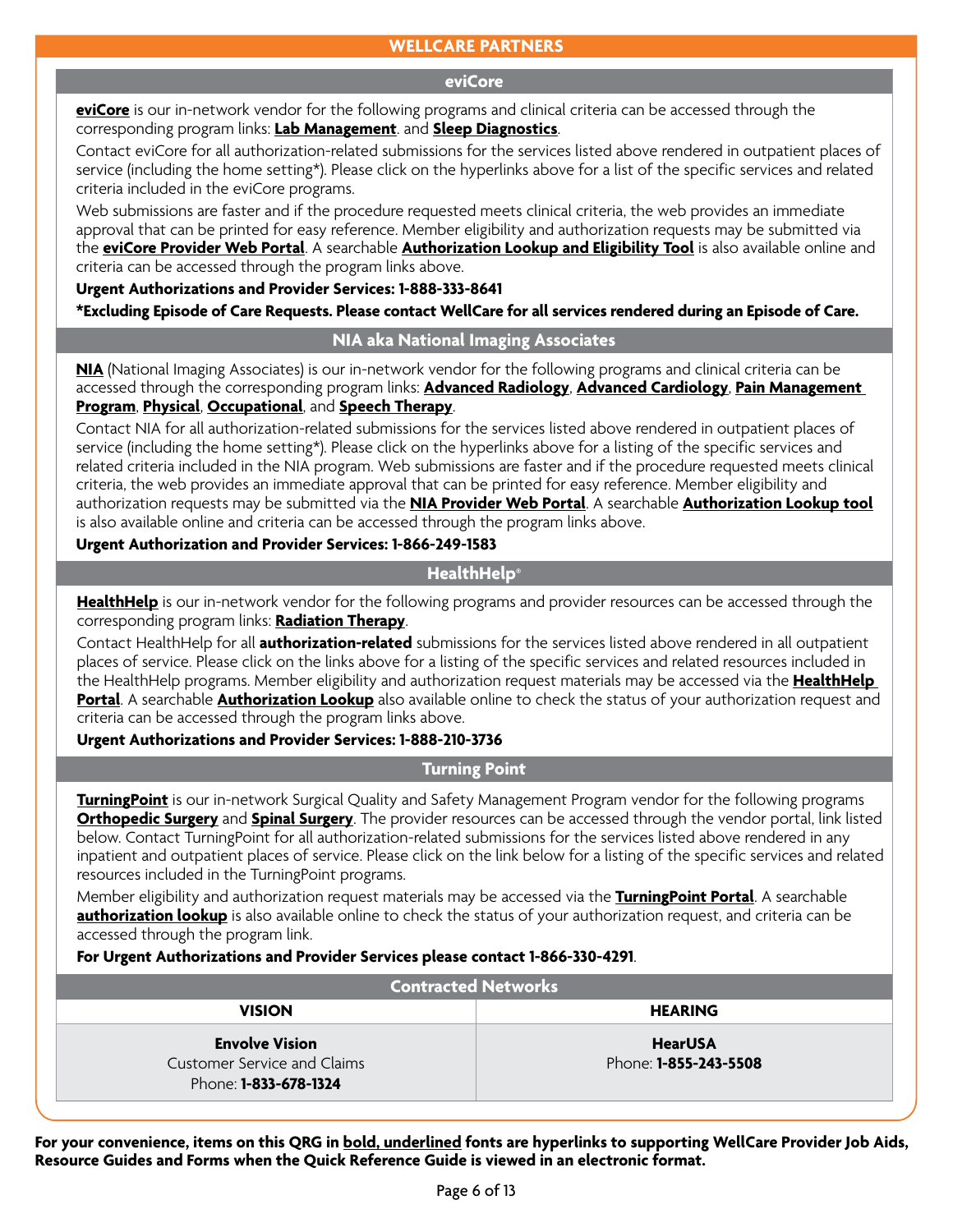## WELLCARE PARTNERS

### eviCore

**eviCore** is our in-network vendor for the following programs and clinical criteria can be accessed through the corresponding program links: **Lab Management**. and **Sleep Diagnostics**.

Contact eviCore for all authorization-related submissions for the services listed above rendered in outpatient places of service (including the home setting*). Please click on the hyperlinks above for a list of the specific services and related criteria included in the eviCore programs.

Web submissions are faster and if the procedure requested meets clinical criteria, the web provides an immediate approval that can be printed for easy reference. Member eligibility and authorization requests may be submitted via the **eviCore Provider Web Portal**. A searchable **Authorization Lookup and Eligibility Tool** is also available online and criteria can be accessed through the program links above.

**Urgent Authorizations and Provider Services: 1-888-333-8641**

**\*Excluding Episode of Care Requests. Please contact WellCare for all services rendered during an Episode of Care.**

### NIA aka National Imaging Associates

**NIA** (National Imaging Associates) is our in-network vendor for the following programs and clinical criteria can be accessed through the corresponding program links: **Advanced Radiology**, **Advanced Cardiology**, **Pain Management Program**, **Physical**, **Occupational**, and **Speech Therapy**.

Contact NIA for all authorization-related submissions for the services listed above rendered in outpatient places of service (including the home setting*). Please click on the hyperlinks above for a listing of the specific services and related criteria included in the NIA program. Web submissions are faster and if the procedure requested meets clinical criteria, the web provides an immediate approval that can be printed for easy reference. Member eligibility and authorization requests may be submitted via the **NIA Provider Web Portal**. A searchable **Authorization Lookup tool** is also available online and criteria can be accessed through the program links above.

**Urgent Authorization and Provider Services: 1-866-249-1583**

### HealthHelp®

**HealthHelp** is our in-network vendor for the following programs and provider resources can be accessed through the corresponding program links: **Radiation Therapy**.

Contact HealthHelp for all **authorization-related** submissions for the services listed above rendered in all outpatient places of service. Please click on the links above for a listing of the specific services and related resources included in the HealthHelp programs. Member eligibility and authorization request materials may be accessed via the **HealthHelp Portal**. A searchable **Authorization Lookup** also available online to check the status of your authorization request and criteria can be accessed through the program links above.

**Urgent Authorizations and Provider Services: 1-888-210-3736**

### Turning Point

**TurningPoint** is our in-network Surgical Quality and Safety Management Program vendor for the following programs **Orthopedic Surgery** and **Spinal Surgery**. The provider resources can be accessed through the vendor portal, link listed below. Contact TurningPoint for all authorization-related submissions for the services listed above rendered in any inpatient and outpatient places of service. Please click on the link below for a listing of the specific services and related resources included in the TurningPoint programs.

Member eligibility and authorization request materials may be accessed via the **TurningPoint Portal**. A searchable **authorization lookup** is also available online to check the status of your authorization request, and criteria can be accessed through the program link.

**For Urgent Authorizations and Provider Services please contact 1-866-330-4291**.

### Contracted Networks

| VISION | HEARING |
|---|---|
| **Envolve Vision**<br>Customer Service and Claims<br>Phone: **1-833-678-1324** | **HearUSA**<br>Phone: **1-855-243-5508** |

**For your convenience, items on this QRG in bold, underlined fonts are hyperlinks to supporting WellCare Provider Job Aids, Resource Guides and Forms when the Quick Reference Guide is viewed in an electronic format.**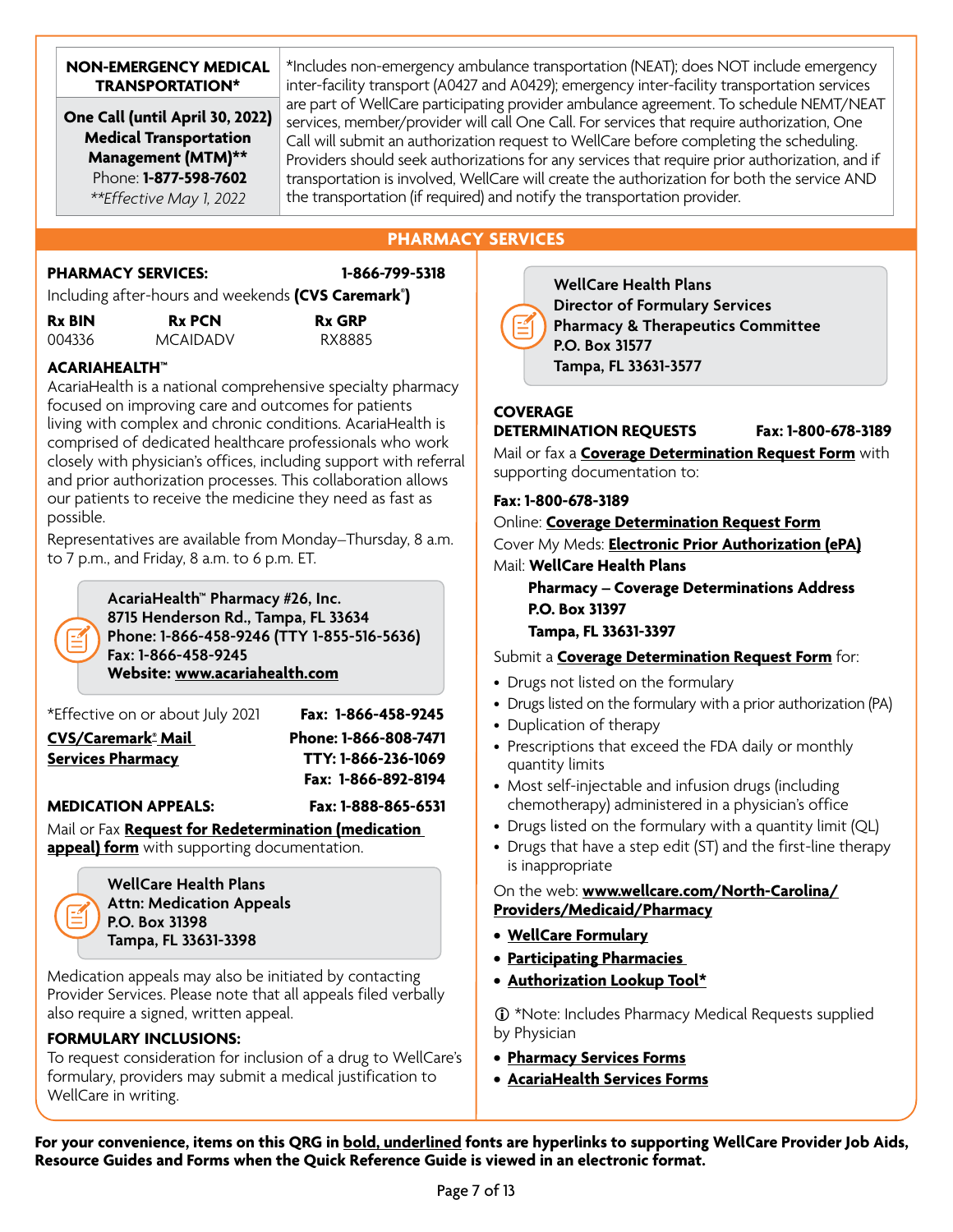| NON-EMERGENCY MEDICAL TRANSPORTATION* | *Includes non-emergency ambulance transportation (NEAT); does NOT include emergency inter-facility transport (A0427 and A0429); emergency inter-facility transportation services are part of WellCare participating provider ambulance agreement. To schedule NEMT/NEAT services, member/provider will call One Call. For services that require authorization, One Call will submit an authorization request to WellCare before completing the scheduling. Providers should seek authorizations for any services that require prior authorization, and if transportation is involved, WellCare will create the authorization for both the service AND the transportation (if required) and notify the transportation provider. |
| --- | --- |
| **One Call (until April 30, 2022) Medical Transportation Management (MTM)**** Phone: **1-877-598-7602** *Effective May 1, 2022 | |

## PHARMACY SERVICES

**PHARMACY SERVICES:** **1-866-799-5318**

Including after-hours and weekends **(CVS Caremark®)**

| Rx BIN | Rx PCN | Rx GRP |
| --- | --- | --- |
| 004336 | MCAIDADV | RX8885 |

**ACARIAHEALTH™**

AcariaHealth is a national comprehensive specialty pharmacy focused on improving care and outcomes for patients living with complex and chronic conditions. AcariaHealth is comprised of dedicated healthcare professionals who work closely with physician's offices, including support with referral and prior authorization processes. This collaboration allows our patients to receive the medicine they need as fast as possible.

Representatives are available from Monday–Thursday, 8 a.m. to 7 p.m., and Friday, 8 a.m. to 6 p.m. ET.

**AcariaHealth™ Pharmacy #26, Inc.**
**8715 Henderson Rd., Tampa, FL 33634**
**Phone: 1-866-458-9246 (TTY 1-855-516-5636)**
**Fax: 1-866-458-9245**
**Website: www.acariahealth.com**

*Effective on or about July 2021 — **Fax: 1-866-458-9245**

**CVS/Caremark® Mail Services Pharmacy**
**Phone: 1-866-808-7471**
**TTY: 1-866-236-1069**
**Fax: 1-866-892-8194**

**MEDICATION APPEALS:** **Fax: 1-888-865-6531**

Mail or Fax **Request for Redetermination (medication appeal) form** with supporting documentation.

**WellCare Health Plans**
**Attn: Medication Appeals**
**P.O. Box 31398**
**Tampa, FL 33631-3398**

Medication appeals may also be initiated by contacting Provider Services. Please note that all appeals filed verbally also require a signed, written appeal.

**FORMULARY INCLUSIONS:**

To request consideration for inclusion of a drug to WellCare's formulary, providers may submit a medical justification to WellCare in writing.

**WellCare Health Plans**
**Director of Formulary Services**
**Pharmacy & Therapeutics Committee**
**P.O. Box 31577**
**Tampa, FL 33631-3577**

**COVERAGE DETERMINATION REQUESTS** **Fax: 1-800-678-3189**

Mail or fax a **Coverage Determination Request Form** with supporting documentation to:

**Fax: 1-800-678-3189**

Online: **Coverage Determination Request Form**

Cover My Meds: **Electronic Prior Authorization (ePA)**

Mail: **WellCare Health Plans**
**Pharmacy – Coverage Determinations Address**
**P.O. Box 31397**
**Tampa, FL 33631-3397**

Submit a **Coverage Determination Request Form** for:

- Drugs not listed on the formulary
- Drugs listed on the formulary with a prior authorization (PA)
- Duplication of therapy
- Prescriptions that exceed the FDA daily or monthly quantity limits
- Most self-injectable and infusion drugs (including chemotherapy) administered in a physician's office
- Drugs listed on the formulary with a quantity limit (QL)
- Drugs that have a step edit (ST) and the first-line therapy is inappropriate

On the web: **www.wellcare.com/North-Carolina/Providers/Medicaid/Pharmacy**

- **WellCare Formulary**
- **Participating Pharmacies**
- **Authorization Lookup Tool***

*Note: Includes Pharmacy Medical Requests supplied by Physician

- **Pharmacy Services Forms**
- **AcariaHealth Services Forms**

**For your convenience, items on this QRG in bold, underlined fonts are hyperlinks to supporting WellCare Provider Job Aids, Resource Guides and Forms when the Quick Reference Guide is viewed in an electronic format.**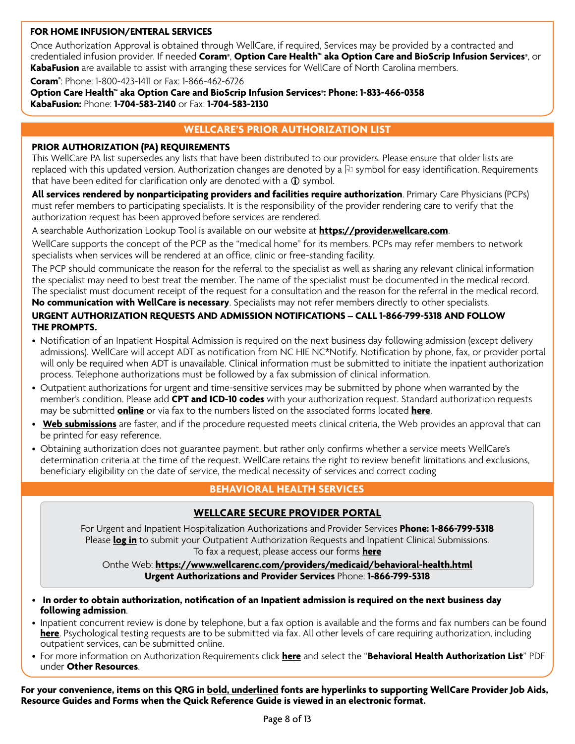### FOR HOME INFUSION/ENTERAL SERVICES

Once Authorization Approval is obtained through WellCare, if required, Services may be provided by a contracted and credentialed infusion provider. If needed **Coram®**, **Option Care Health™ aka Option Care and BioScrip Infusion Services®**, or **KabaFusion** are available to assist with arranging these services for WellCare of North Carolina members.

**Coram®**: Phone: 1-800-423-1411 or Fax: 1-866-462-6726

**Option Care Health™ aka Option Care and BioScrip Infusion Services®: Phone: 1-833-466-0358**

**KabaFusion:** Phone: **1-704-583-2140** or Fax: **1-704-583-2130**

## WELLCARE'S PRIOR AUTHORIZATION LIST

### PRIOR AUTHORIZATION (PA) REQUIREMENTS

This WellCare PA list supersedes any lists that have been distributed to our providers. Please ensure that older lists are replaced with this updated version. Authorization changes are denoted by a ⚐ symbol for easy identification. Requirements that have been edited for clarification only are denoted with a ⓘ symbol.

**All services rendered by nonparticipating providers and facilities require authorization**. Primary Care Physicians (PCPs) must refer members to participating specialists. It is the responsibility of the provider rendering care to verify that the authorization request has been approved before services are rendered.

A searchable Authorization Lookup Tool is available on our website at **<u>https://provider.wellcare.com</u>**.

WellCare supports the concept of the PCP as the "medical home" for its members. PCPs may refer members to network specialists when services will be rendered at an office, clinic or free-standing facility.

The PCP should communicate the reason for the referral to the specialist as well as sharing any relevant clinical information the specialist may need to best treat the member. The name of the specialist must be documented in the medical record. The specialist must document receipt of the request for a consultation and the reason for the referral in the medical record. **No communication with WellCare is necessary**. Specialists may not refer members directly to other specialists.

### URGENT AUTHORIZATION REQUESTS AND ADMISSION NOTIFICATIONS – CALL 1-866-799-5318 AND FOLLOW THE PROMPTS.

- Notification of an Inpatient Hospital Admission is required on the next business day following admission (except delivery admissions). WellCare will accept ADT as notification from NC HIE NC*Notify. Notification by phone, fax, or provider portal will only be required when ADT is unavailable. Clinical information must be submitted to initiate the inpatient authorization process. Telephone authorizations must be followed by a fax submission of clinical information.
- Outpatient authorizations for urgent and time-sensitive services may be submitted by phone when warranted by the member's condition. Please add **CPT and ICD-10 codes** with your authorization request. Standard authorization requests may be submitted **<u>online</u>** or via fax to the numbers listed on the associated forms located **<u>here</u>**.
- **<u>Web submissions</u>** are faster, and if the procedure requested meets clinical criteria, the Web provides an approval that can be printed for easy reference.
- Obtaining authorization does not guarantee payment, but rather only confirms whether a service meets WellCare's determination criteria at the time of the request. WellCare retains the right to review benefit limitations and exclusions, beneficiary eligibility on the date of service, the medical necessity of services and correct coding

## BEHAVIORAL HEALTH SERVICES

### <u>WELLCARE SECURE PROVIDER PORTAL</u>

For Urgent and Inpatient Hospitalization Authorizations and Provider Services **Phone: 1-866-799-5318**
Please **<u>log in</u>** to submit your Outpatient Authorization Requests and Inpatient Clinical Submissions.
To fax a request, please access our forms **<u>here</u>**

Onthe Web: **<u>https://www.wellcarenc.com/providers/medicaid/behavioral-health.html</u>**
**Urgent Authorizations and Provider Services** Phone: **1-866-799-5318**

- **In order to obtain authorization, notification of an Inpatient admission is required on the next business day following admission**.
- Inpatient concurrent review is done by telephone, but a fax option is available and the forms and fax numbers can be found **<u>here</u>**. Psychological testing requests are to be submitted via fax. All other levels of care requiring authorization, including outpatient services, can be submitted online.
- For more information on Authorization Requirements click **<u>here</u>** and select the "**Behavioral Health Authorization List**" PDF under **Other Resources**.

**For your convenience, items on this QRG in <u>bold, underlined</u> fonts are hyperlinks to supporting WellCare Provider Job Aids, Resource Guides and Forms when the Quick Reference Guide is viewed in an electronic format.**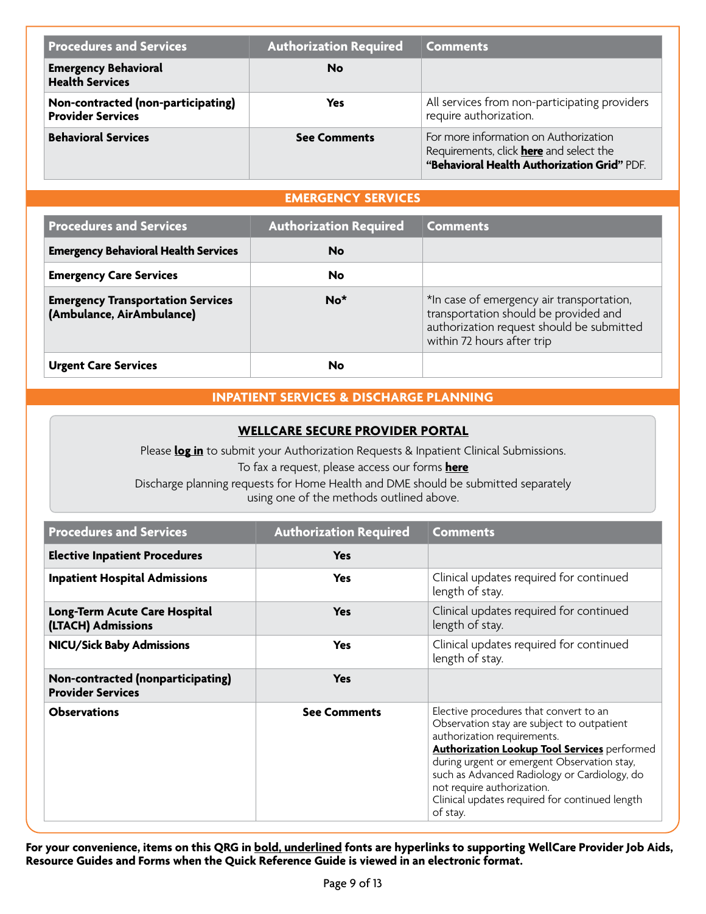| Procedures and Services | Authorization Required | Comments |
|---|---|---|
| **Emergency Behavioral Health Services** | **No** | |
| **Non-contracted (non-participating) Provider Services** | **Yes** | All services from non-participating providers require authorization. |
| **Behavioral Services** | **See Comments** | For more information on Authorization Requirements, click **here** and select the **"Behavioral Health Authorization Grid"** PDF. |

## EMERGENCY SERVICES

| Procedures and Services | Authorization Required | Comments |
|---|---|---|
| **Emergency Behavioral Health Services** | **No** | |
| **Emergency Care Services** | **No** | |
| **Emergency Transportation Services (Ambulance, AirAmbulance)** | **No*** | *In case of emergency air transportation, transportation should be provided and authorization request should be submitted within 72 hours after trip |
| **Urgent Care Services** | **No** | |

## INPATIENT SERVICES & DISCHARGE PLANNING

**WELLCARE SECURE PROVIDER PORTAL**

Please **log in** to submit your Authorization Requests & Inpatient Clinical Submissions.
To fax a request, please access our forms **here**
Discharge planning requests for Home Health and DME should be submitted separately using one of the methods outlined above.

| Procedures and Services | Authorization Required | Comments |
|---|---|---|
| **Elective Inpatient Procedures** | **Yes** | |
| **Inpatient Hospital Admissions** | **Yes** | Clinical updates required for continued length of stay. |
| **Long-Term Acute Care Hospital (LTACH) Admissions** | **Yes** | Clinical updates required for continued length of stay. |
| **NICU/Sick Baby Admissions** | **Yes** | Clinical updates required for continued length of stay. |
| **Non-contracted (nonparticipating) Provider Services** | **Yes** | |
| **Observations** | **See Comments** | Elective procedures that convert to an Observation stay are subject to outpatient authorization requirements. **Authorization Lookup Tool Services** performed during urgent or emergent Observation stay, such as Advanced Radiology or Cardiology, do not require authorization. Clinical updates required for continued length of stay. |

**For your convenience, items on this QRG in bold, underlined fonts are hyperlinks to supporting WellCare Provider Job Aids, Resource Guides and Forms when the Quick Reference Guide is viewed in an electronic format.**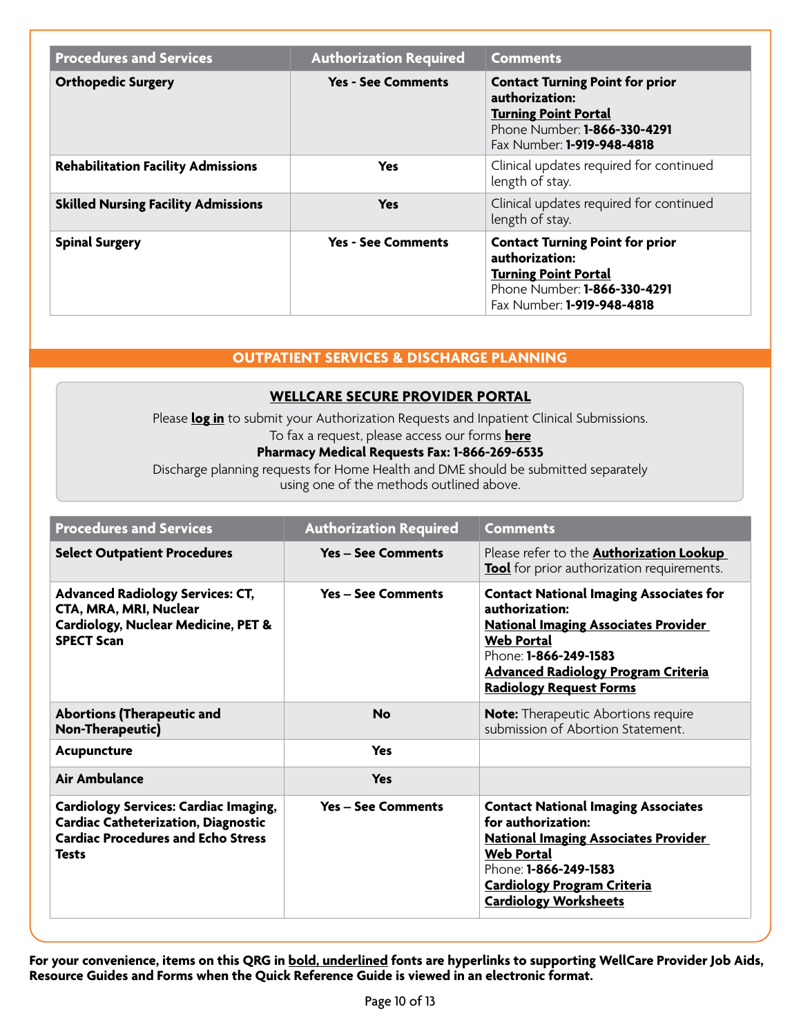| Procedures and Services | Authorization Required | Comments |
| --- | --- | --- |
| **Orthopedic Surgery** | **Yes - See Comments** | **Contact Turning Point for prior authorization:** **Turning Point Portal** Phone Number: **1-866-330-4291** Fax Number: **1-919-948-4818** |
| **Rehabilitation Facility Admissions** | **Yes** | Clinical updates required for continued length of stay. |
| **Skilled Nursing Facility Admissions** | **Yes** | Clinical updates required for continued length of stay. |
| **Spinal Surgery** | **Yes - See Comments** | **Contact Turning Point for prior authorization:** **Turning Point Portal** Phone Number: **1-866-330-4291** Fax Number: **1-919-948-4818** |

## OUTPATIENT SERVICES & DISCHARGE PLANNING

### WELLCARE SECURE PROVIDER PORTAL

Please **log in** to submit your Authorization Requests and Inpatient Clinical Submissions.
To fax a request, please access our forms **here**
**Pharmacy Medical Requests Fax: 1-866-269-6535**
Discharge planning requests for Home Health and DME should be submitted separately using one of the methods outlined above.

| Procedures and Services | Authorization Required | Comments |
| --- | --- | --- |
| **Select Outpatient Procedures** | **Yes – See Comments** | Please refer to the **Authorization Lookup Tool** for prior authorization requirements. |
| **Advanced Radiology Services: CT, CTA, MRA, MRI, Nuclear Cardiology, Nuclear Medicine, PET & SPECT Scan** | **Yes – See Comments** | **Contact National Imaging Associates for authorization:** **National Imaging Associates Provider Web Portal** Phone: **1-866-249-1583** **Advanced Radiology Program Criteria** **Radiology Request Forms** |
| **Abortions (Therapeutic and Non-Therapeutic)** | **No** | **Note:** Therapeutic Abortions require submission of Abortion Statement. |
| **Acupuncture** | **Yes** | |
| **Air Ambulance** | **Yes** | |
| **Cardiology Services: Cardiac Imaging, Cardiac Catheterization, Diagnostic Cardiac Procedures and Echo Stress Tests** | **Yes – See Comments** | **Contact National Imaging Associates for authorization:** **National Imaging Associates Provider Web Portal** Phone: **1-866-249-1583** **Cardiology Program Criteria** **Cardiology Worksheets** |

**For your convenience, items on this QRG in bold, underlined fonts are hyperlinks to supporting WellCare Provider Job Aids, Resource Guides and Forms when the Quick Reference Guide is viewed in an electronic format.**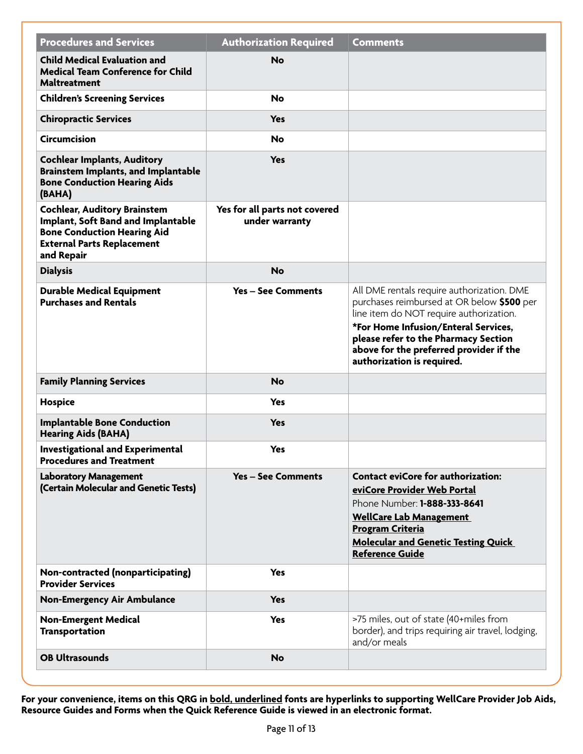| Procedures and Services | Authorization Required | Comments |
|---|---|---|
| **Child Medical Evaluation and Medical Team Conference for Child Maltreatment** | **No** | |
| **Children's Screening Services** | **No** | |
| **Chiropractic Services** | **Yes** | |
| **Circumcision** | **No** | |
| **Cochlear Implants, Auditory Brainstem Implants, and Implantable Bone Conduction Hearing Aids (BAHA)** | **Yes** | |
| **Cochlear, Auditory Brainstem Implant, Soft Band and Implantable Bone Conduction Hearing Aid External Parts Replacement and Repair** | **Yes for all parts not covered under warranty** | |
| **Dialysis** | **No** | |
| **Durable Medical Equipment Purchases and Rentals** | **Yes – See Comments** | All DME rentals require authorization. DME purchases reimbursed at OR below **$500** per line item do NOT require authorization. **\*For Home Infusion/Enteral Services, please refer to the Pharmacy Section above for the preferred provider if the authorization is required.** |
| **Family Planning Services** | **No** | |
| **Hospice** | **Yes** | |
| **Implantable Bone Conduction Hearing Aids (BAHA)** | **Yes** | |
| **Investigational and Experimental Procedures and Treatment** | **Yes** | |
| **Laboratory Management (Certain Molecular and Genetic Tests)** | **Yes – See Comments** | **Contact eviCore for authorization:** **<u>eviCore Provider Web Portal</u>** Phone Number: **1-888-333-8641** **<u>WellCare Lab Management Program Criteria</u>** **<u>Molecular and Genetic Testing Quick Reference Guide</u>** |
| **Non-contracted (nonparticipating) Provider Services** | **Yes** | |
| **Non-Emergency Air Ambulance** | **Yes** | |
| **Non-Emergent Medical Transportation** | **Yes** | >75 miles, out of state (40+miles from border), and trips requiring air travel, lodging, and/or meals |
| **OB Ultrasounds** | **No** | |

**For your convenience, items on this QRG in <u>bold, underlined</u> fonts are hyperlinks to supporting WellCare Provider Job Aids, Resource Guides and Forms when the Quick Reference Guide is viewed in an electronic format.**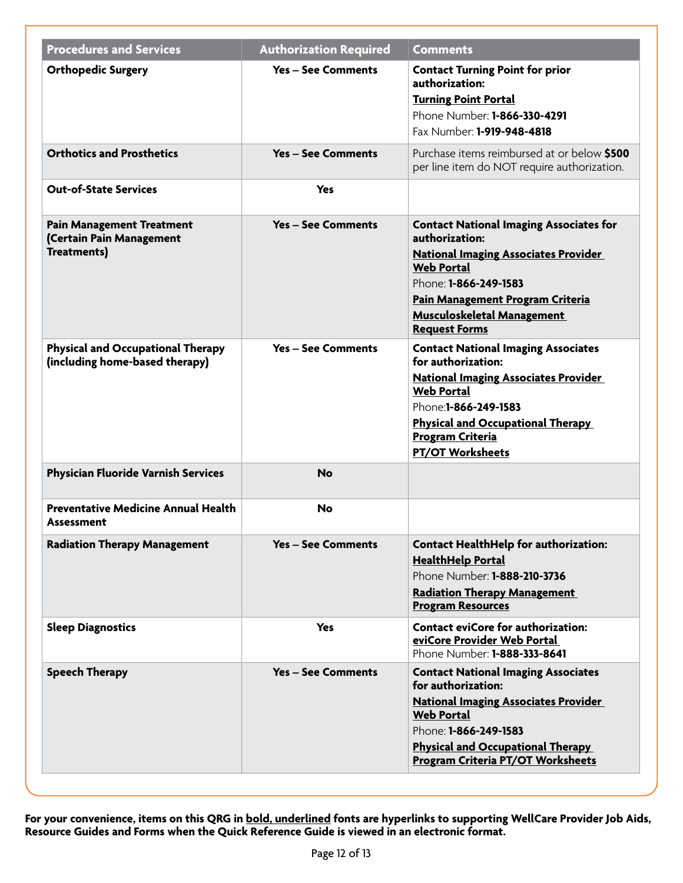| Procedures and Services | Authorization Required | Comments |
| --- | --- | --- |
| **Orthopedic Surgery** | **Yes – See Comments** | **Contact Turning Point for prior authorization:** <br> **Turning Point Portal** <br> Phone Number: **1-866-330-4291** <br> Fax Number: **1-919-948-4818** |
| **Orthotics and Prosthetics** | **Yes – See Comments** | Purchase items reimbursed at or below **$500** per line item do NOT require authorization. |
| **Out-of-State Services** | **Yes** | |
| **Pain Management Treatment (Certain Pain Management Treatments)** | **Yes – See Comments** | **Contact National Imaging Associates for authorization:** <br> **National Imaging Associates Provider Web Portal** <br> Phone: **1-866-249-1583** <br> **Pain Management Program Criteria** <br> **Musculoskeletal Management Request Forms** |
| **Physical and Occupational Therapy (including home-based therapy)** | **Yes – See Comments** | **Contact National Imaging Associates for authorization:** <br> **National Imaging Associates Provider Web Portal** <br> Phone:**1-866-249-1583** <br> **Physical and Occupational Therapy Program Criteria** <br> **PT/OT Worksheets** |
| **Physician Fluoride Varnish Services** | **No** | |
| **Preventative Medicine Annual Health Assessment** | **No** | |
| **Radiation Therapy Management** | **Yes – See Comments** | **Contact HealthHelp for authorization:** <br> **HealthHelp Portal** <br> Phone Number: **1-888-210-3736** <br> **Radiation Therapy Management Program Resources** |
| **Sleep Diagnostics** | **Yes** | **Contact eviCore for authorization:** <br> **eviCore Provider Web Portal** <br> Phone Number: **1-888-333-8641** |
| **Speech Therapy** | **Yes – See Comments** | **Contact National Imaging Associates for authorization:** <br> **National Imaging Associates Provider Web Portal** <br> Phone: **1-866-249-1583** <br> **Physical and Occupational Therapy Program Criteria PT/OT Worksheets** |

**For your convenience, items on this QRG in bold, underlined fonts are hyperlinks to supporting WellCare Provider Job Aids, Resource Guides and Forms when the Quick Reference Guide is viewed in an electronic format.**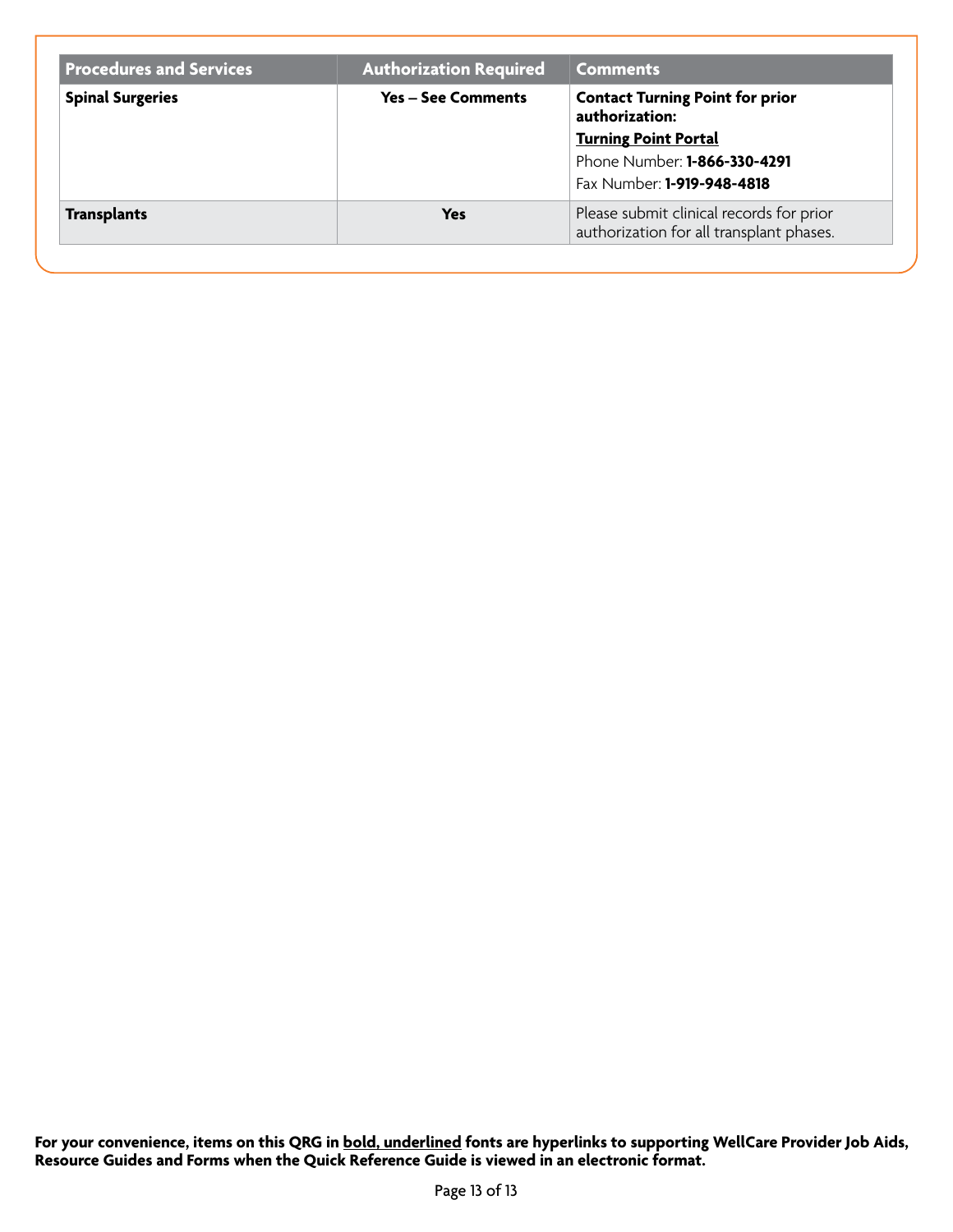| Procedures and Services | Authorization Required | Comments |
|---|---|---|
| **Spinal Surgeries** | **Yes – See Comments** | **Contact Turning Point for prior authorization:** <br> **Turning Point Portal** <br> Phone Number: **1-866-330-4291** <br> Fax Number: **1-919-948-4818** |
| **Transplants** | **Yes** | Please submit clinical records for prior authorization for all transplant phases. |

**For your convenience, items on this QRG in bold, underlined fonts are hyperlinks to supporting WellCare Provider Job Aids, Resource Guides and Forms when the Quick Reference Guide is viewed in an electronic format.**